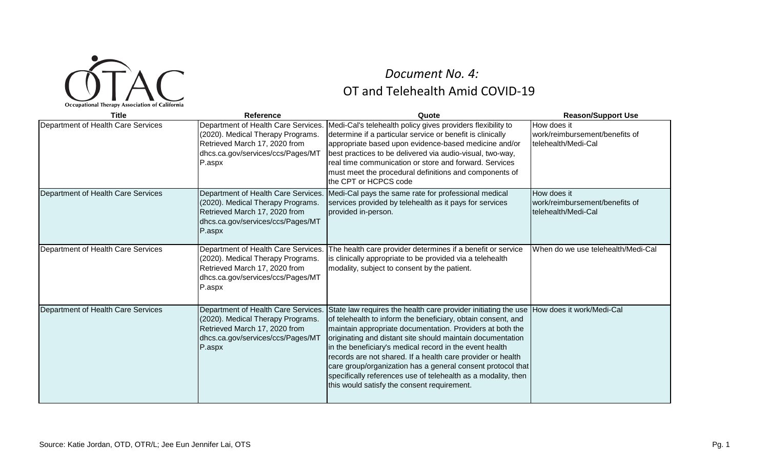# *Document No. 4:*
# OT and Telehealth Amid COVID-19

| Title | Reference | Quote | Reason/Support Use |
| --- | --- | --- | --- |
| Department of Health Care Services | Department of Health Care Services. (2020). Medical Therapy Programs. Retrieved March 17, 2020 from dhcs.ca.gov/services/ccs/Pages/MTP.aspx | Medi-Cal's telehealth policy gives providers flexibility to determine if a particular service or benefit is clinically appropriate based upon evidence-based medicine and/or best practices to be delivered via audio-visual, two-way, real time communication or store and forward. Services must meet the procedural definitions and components of the CPT or HCPCS code | How does it work/reimbursement/benefits of telehealth/Medi-Cal |
| Department of Health Care Services | Department of Health Care Services. (2020). Medical Therapy Programs. Retrieved March 17, 2020 from dhcs.ca.gov/services/ccs/Pages/MTP.aspx | Medi-Cal pays the same rate for professional medical services provided by telehealth as it pays for services provided in-person. | How does it work/reimbursement/benefits of telehealth/Medi-Cal |
| Department of Health Care Services | Department of Health Care Services. (2020). Medical Therapy Programs. Retrieved March 17, 2020 from dhcs.ca.gov/services/ccs/Pages/MTP.aspx | The health care provider determines if a benefit or service is clinically appropriate to be provided via a telehealth modality, subject to consent by the patient. | When do we use telehealth/Medi-Cal |
| Department of Health Care Services | Department of Health Care Services. (2020). Medical Therapy Programs. Retrieved March 17, 2020 from dhcs.ca.gov/services/ccs/Pages/MTP.aspx | State law requires the health care provider initiating the use of telehealth to inform the beneficiary, obtain consent, and maintain appropriate documentation. Providers at both the originating and distant site should maintain documentation in the beneficiary's medical record in the event health records are not shared. If a health care provider or health care group/organization has a general consent protocol that specifically references use of telehealth as a modality, then this would satisfy the consent requirement. | How does it work/Medi-Cal |

Source: Katie Jordan, OTD, OTR/L; Jee Eun Jennifer Lai, OTS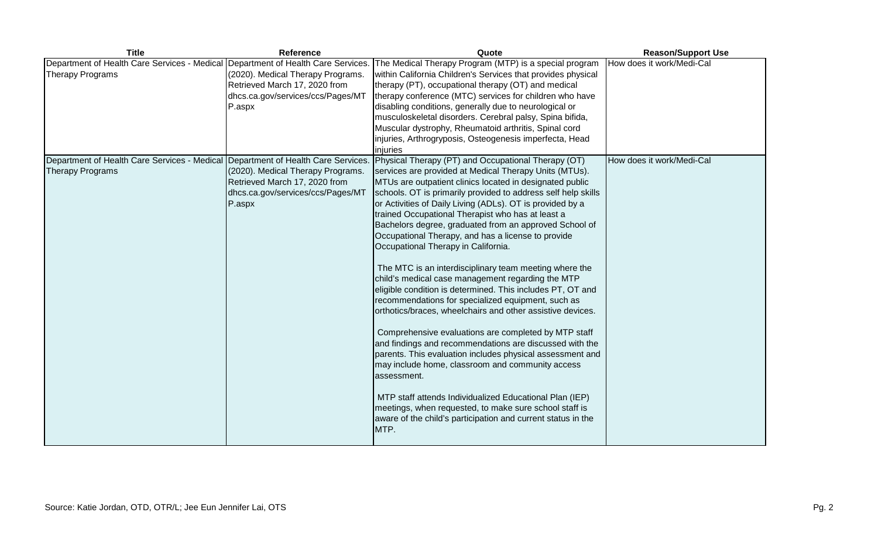| Title | Reference | Quote | Reason/Support Use |
|---|---|---|---|
| Department of Health Care Services - Medical Therapy Programs | Department of Health Care Services. (2020). Medical Therapy Programs. Retrieved March 17, 2020 from dhcs.ca.gov/services/ccs/Pages/MTP.aspx | The Medical Therapy Program (MTP) is a special program within California Children's Services that provides physical therapy (PT), occupational therapy (OT) and medical therapy conference (MTC) services for children who have disabling conditions, generally due to neurological or musculoskeletal disorders. Cerebral palsy, Spina bifida, Muscular dystrophy, Rheumatoid arthritis, Spinal cord injuries, Arthrogryposis, Osteogenesis imperfecta, Head injuries | How does it work/Medi-Cal |
| Department of Health Care Services - Medical Therapy Programs | Department of Health Care Services. (2020). Medical Therapy Programs. Retrieved March 17, 2020 from dhcs.ca.gov/services/ccs/Pages/MTP.aspx | Physical Therapy (PT) and Occupational Therapy (OT) services are provided at Medical Therapy Units (MTUs). MTUs are outpatient clinics located in designated public schools. OT is primarily provided to address self help skills or Activities of Daily Living (ADLs). OT is provided by a trained Occupational Therapist who has at least a Bachelors degree, graduated from an approved School of Occupational Therapy, and has a license to provide Occupational Therapy in California.<br><br>The MTC is an interdisciplinary team meeting where the child's medical case management regarding the MTP eligible condition is determined. This includes PT, OT and recommendations for specialized equipment, such as orthotics/braces, wheelchairs and other assistive devices.<br><br>Comprehensive evaluations are completed by MTP staff and findings and recommendations are discussed with the parents. This evaluation includes physical assessment and may include home, classroom and community access assessment.<br><br>MTP staff attends Individualized Educational Plan (IEP) meetings, when requested, to make sure school staff is aware of the child's participation and current status in the MTP. | How does it work/Medi-Cal |

Source: Katie Jordan, OTD, OTR/L; Jee Eun Jennifer Lai, OTS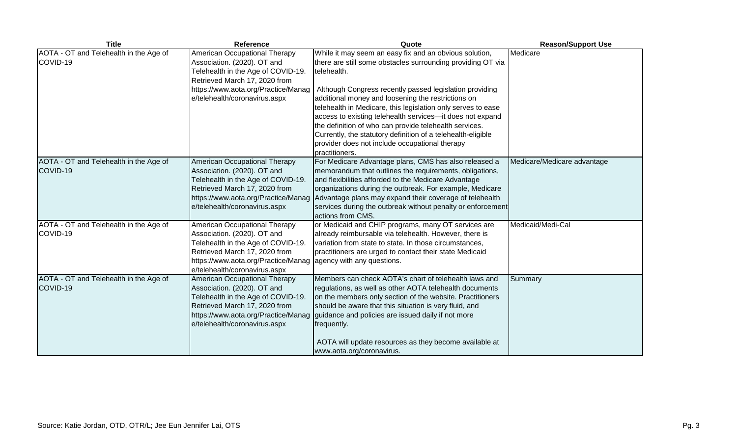| Title | Reference | Quote | Reason/Support Use |
| --- | --- | --- | --- |
| AOTA - OT and Telehealth in the Age of COVID-19 | American Occupational Therapy Association. (2020). OT and Telehealth in the Age of COVID-19. Retrieved March 17, 2020 from https://www.aota.org/Practice/Manage/telehealth/coronavirus.aspx | While it may seem an easy fix and an obvious solution, there are still some obstacles surrounding providing OT via telehealth. <br><br> Although Congress recently passed legislation providing additional money and loosening the restrictions on telehealth in Medicare, this legislation only serves to ease access to existing telehealth services—it does not expand the definition of who can provide telehealth services. Currently, the statutory definition of a telehealth-eligible provider does not include occupational therapy practitioners. | Medicare |
| AOTA - OT and Telehealth in the Age of COVID-19 | American Occupational Therapy Association. (2020). OT and Telehealth in the Age of COVID-19. Retrieved March 17, 2020 from https://www.aota.org/Practice/Manage/telehealth/coronavirus.aspx | For Medicare Advantage plans, CMS has also released a memorandum that outlines the requirements, obligations, and flexibilities afforded to the Medicare Advantage organizations during the outbreak. For example, Medicare Advantage plans may expand their coverage of telehealth services during the outbreak without penalty or enforcement actions from CMS. | Medicare/Medicare advantage |
| AOTA - OT and Telehealth in the Age of COVID-19 | American Occupational Therapy Association. (2020). OT and Telehealth in the Age of COVID-19. Retrieved March 17, 2020 from https://www.aota.org/Practice/Manage/telehealth/coronavirus.aspx | or Medicaid and CHIP programs, many OT services are already reimbursable via telehealth. However, there is variation from state to state. In those circumstances, practitioners are urged to contact their state Medicaid agency with any questions. | Medicaid/Medi-Cal |
| AOTA - OT and Telehealth in the Age of COVID-19 | American Occupational Therapy Association. (2020). OT and Telehealth in the Age of COVID-19. Retrieved March 17, 2020 from https://www.aota.org/Practice/Manage/telehealth/coronavirus.aspx | Members can check AOTA's chart of telehealth laws and regulations, as well as other AOTA telehealth documents on the members only section of the website. Practitioners should be aware that this situation is very fluid, and guidance and policies are issued daily if not more frequently. <br><br> AOTA will update resources as they become available at www.aota.org/coronavirus. | Summary |

Source: Katie Jordan, OTD, OTR/L; Jee Eun Jennifer Lai, OTS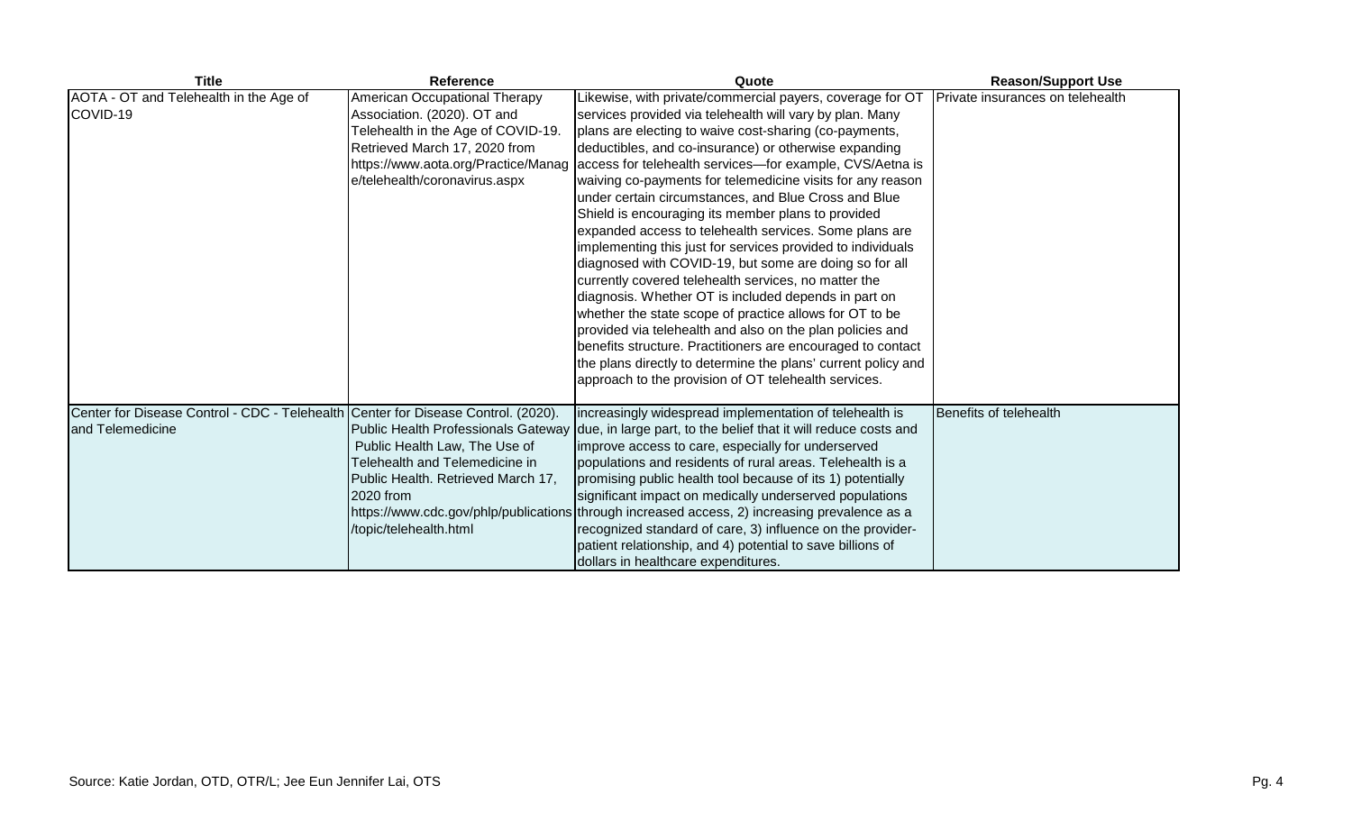| Title | Reference | Quote | Reason/Support Use |
|---|---|---|---|
| AOTA - OT and Telehealth in the Age of COVID-19 | American Occupational Therapy Association. (2020). OT and Telehealth in the Age of COVID-19. Retrieved March 17, 2020 from https://www.aota.org/Practice/Manage/telehealth/coronavirus.aspx | Likewise, with private/commercial payers, coverage for OT services provided via telehealth will vary by plan. Many plans are electing to waive cost-sharing (co-payments, deductibles, and co-insurance) or otherwise expanding access for telehealth services—for example, CVS/Aetna is waiving co-payments for telemedicine visits for any reason under certain circumstances, and Blue Cross and Blue Shield is encouraging its member plans to provided expanded access to telehealth services. Some plans are implementing this just for services provided to individuals diagnosed with COVID-19, but some are doing so for all currently covered telehealth services, no matter the diagnosis. Whether OT is included depends in part on whether the state scope of practice allows for OT to be provided via telehealth and also on the plan policies and benefits structure. Practitioners are encouraged to contact the plans directly to determine the plans' current policy and approach to the provision of OT telehealth services. | Private insurances on telehealth |
| Center for Disease Control - CDC - Telehealth and Telemedicine | Center for Disease Control. (2020). Public Health Professionals Gateway Public Health Law, The Use of Telehealth and Telemedicine in Public Health. Retrieved March 17, 2020 from https://www.cdc.gov/phlp/publications/topic/telehealth.html | increasingly widespread implementation of telehealth is due, in large part, to the belief that it will reduce costs and improve access to care, especially for underserved populations and residents of rural areas. Telehealth is a promising public health tool because of its 1) potentially significant impact on medically underserved populations through increased access, 2) increasing prevalence as a recognized standard of care, 3) influence on the provider-patient relationship, and 4) potential to save billions of dollars in healthcare expenditures. | Benefits of telehealth |

Source: Katie Jordan, OTD, OTR/L; Jee Eun Jennifer Lai, OTS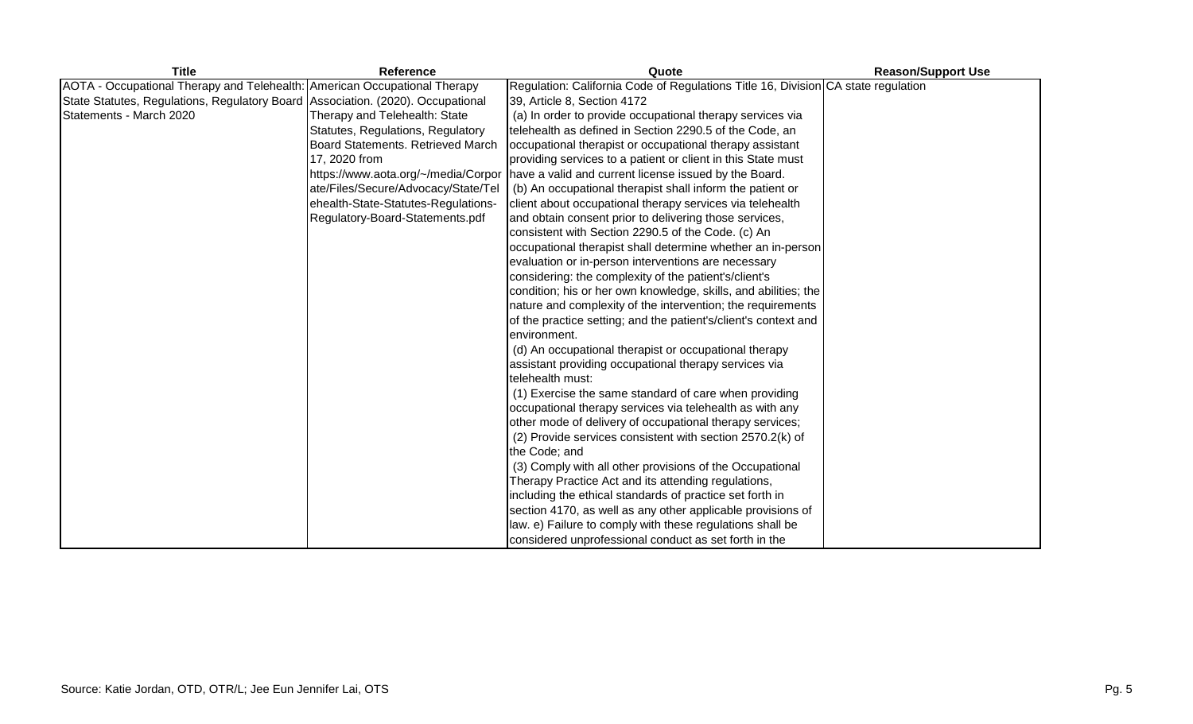| Title | Reference | Quote | Reason/Support Use |
|---|---|---|---|
| AOTA - Occupational Therapy and Telehealth: State Statutes, Regulations, Regulatory Board Statements - March 2020 | American Occupational Therapy Association. (2020). Occupational Therapy and Telehealth: State Statutes, Regulations, Regulatory Board Statements. Retrieved March 17, 2020 from https://www.aota.org/~/media/Corporate/Files/Secure/Advocacy/State/Telehealth-State-Statutes-Regulations-Regulatory-Board-Statements.pdf | Regulation: California Code of Regulations Title 16, Division 39, Article 8, Section 4172 (a) In order to provide occupational therapy services via telehealth as defined in Section 2290.5 of the Code, an occupational therapist or occupational therapy assistant providing services to a patient or client in this State must have a valid and current license issued by the Board. (b) An occupational therapist shall inform the patient or client about occupational therapy services via telehealth and obtain consent prior to delivering those services, consistent with Section 2290.5 of the Code. (c) An occupational therapist shall determine whether an in-person evaluation or in-person interventions are necessary considering: the complexity of the patient's/client's condition; his or her own knowledge, skills, and abilities; the nature and complexity of the intervention; the requirements of the practice setting; and the patient's/client's context and environment. (d) An occupational therapist or occupational therapy assistant providing occupational therapy services via telehealth must: (1) Exercise the same standard of care when providing occupational therapy services via telehealth as with any other mode of delivery of occupational therapy services; (2) Provide services consistent with section 2570.2(k) of the Code; and (3) Comply with all other provisions of the Occupational Therapy Practice Act and its attending regulations, including the ethical standards of practice set forth in section 4170, as well as any other applicable provisions of law. e) Failure to comply with these regulations shall be considered unprofessional conduct as set forth in the | CA state regulation |

Source: Katie Jordan, OTD, OTR/L; Jee Eun Jennifer Lai, OTS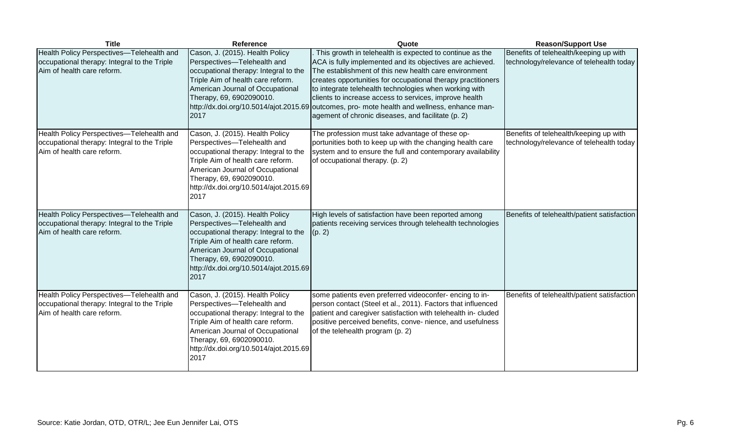| Title | Reference | Quote | Reason/Support Use |
|---|---|---|---|
| Health Policy Perspectives—Telehealth and occupational therapy: Integral to the Triple Aim of health care reform. | Cason, J. (2015). Health Policy Perspectives—Telehealth and occupational therapy: Integral to the Triple Aim of health care reform. American Journal of Occupational Therapy, 69, 6902090010. http://dx.doi.org/10.5014/ajot.2015.692017 | . This growth in telehealth is expected to continue as the ACA is fully implemented and its objectives are achieved. The establishment of this new health care environment creates opportunities for occupational therapy practitioners to integrate telehealth technologies when working with clients to increase access to services, improve health outcomes, pro- mote health and wellness, enhance man- agement of chronic diseases, and facilitate (p. 2) | Benefits of telehealth/keeping up with technology/relevance of telehealth today |
| Health Policy Perspectives—Telehealth and occupational therapy: Integral to the Triple Aim of health care reform. | Cason, J. (2015). Health Policy Perspectives—Telehealth and occupational therapy: Integral to the Triple Aim of health care reform. American Journal of Occupational Therapy, 69, 6902090010. http://dx.doi.org/10.5014/ajot.2015.692017 | The profession must take advantage of these op- portunities both to keep up with the changing health care system and to ensure the full and contemporary availability of occupational therapy. (p. 2) | Benefits of telehealth/keeping up with technology/relevance of telehealth today |
| Health Policy Perspectives—Telehealth and occupational therapy: Integral to the Triple Aim of health care reform. | Cason, J. (2015). Health Policy Perspectives—Telehealth and occupational therapy: Integral to the Triple Aim of health care reform. American Journal of Occupational Therapy, 69, 6902090010. http://dx.doi.org/10.5014/ajot.2015.692017 | High levels of satisfaction have been reported among patients receiving services through telehealth technologies (p. 2) | Benefits of telehealth/patient satisfaction |
| Health Policy Perspectives—Telehealth and occupational therapy: Integral to the Triple Aim of health care reform. | Cason, J. (2015). Health Policy Perspectives—Telehealth and occupational therapy: Integral to the Triple Aim of health care reform. American Journal of Occupational Therapy, 69, 6902090010. http://dx.doi.org/10.5014/ajot.2015.692017 | some patients even preferred videoconfer- encing to in-person contact (Steel et al., 2011). Factors that influenced patient and caregiver satisfaction with telehealth in- cluded positive perceived benefits, conve- nience, and usefulness of the telehealth program (p. 2) | Benefits of telehealth/patient satisfaction |

Source: Katie Jordan, OTD, OTR/L; Jee Eun Jennifer Lai, OTS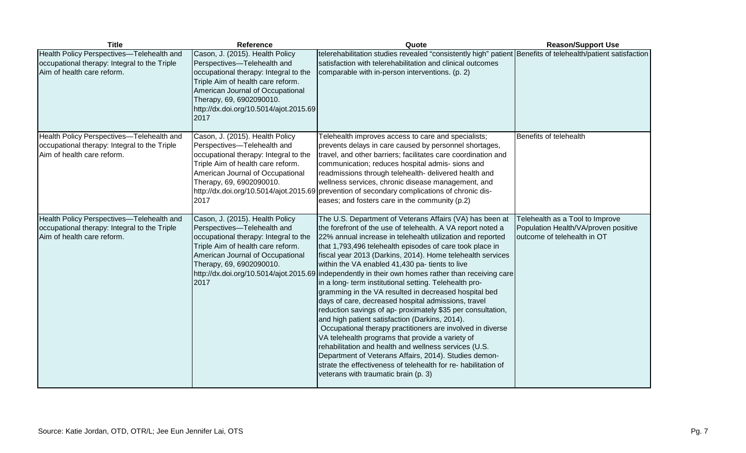| Title | Reference | Quote | Reason/Support Use |
| --- | --- | --- | --- |
| Health Policy Perspectives—Telehealth and occupational therapy: Integral to the Triple Aim of health care reform. | Cason, J. (2015). Health Policy Perspectives—Telehealth and occupational therapy: Integral to the Triple Aim of health care reform. American Journal of Occupational Therapy, 69, 6902090010. http://dx.doi.org/10.5014/ajot.2015.69 2017 | telerehabilitation studies revealed "consistently high" patient satisfaction with telerehabilitation and clinical outcomes comparable with in-person interventions. (p. 2) | Benefits of telehealth/patient satisfaction |
| Health Policy Perspectives—Telehealth and occupational therapy: Integral to the Triple Aim of health care reform. | Cason, J. (2015). Health Policy Perspectives—Telehealth and occupational therapy: Integral to the Triple Aim of health care reform. American Journal of Occupational Therapy, 69, 6902090010. http://dx.doi.org/10.5014/ajot.2015.69 2017 | Telehealth improves access to care and specialists; prevents delays in care caused by personnel shortages, travel, and other barriers; facilitates care coordination and communication; reduces hospital admis- sions and readmissions through telehealth- delivered health and wellness services, chronic disease management, and prevention of secondary complications of chronic dis- eases; and fosters care in the community (p.2) | Benefits of telehealth |
| Health Policy Perspectives—Telehealth and occupational therapy: Integral to the Triple Aim of health care reform. | Cason, J. (2015). Health Policy Perspectives—Telehealth and occupational therapy: Integral to the Triple Aim of health care reform. American Journal of Occupational Therapy, 69, 6902090010. http://dx.doi.org/10.5014/ajot.2015.69 2017 | The U.S. Department of Veterans Affairs (VA) has been at the forefront of the use of telehealth. A VA report noted a 22% annual increase in telehealth utilization and reported that 1,793,496 telehealth episodes of care took place in fiscal year 2013 (Darkins, 2014). Home telehealth services within the VA enabled 41,430 pa- tients to live independently in their own homes rather than receiving care in a long- term institutional setting. Telehealth pro- gramming in the VA resulted in decreased hospital bed days of care, decreased hospital admissions, travel reduction savings of ap- proximately $35 per consultation, and high patient satisfaction (Darkins, 2014). Occupational therapy practitioners are involved in diverse VA telehealth programs that provide a variety of rehabilitation and health and wellness services (U.S. Department of Veterans Affairs, 2014). Studies demon- strate the effectiveness of telehealth for re- habilitation of veterans with traumatic brain (p. 3) | Telehealth as a Tool to Improve Population Health/VA/proven positive outcome of telehealth in OT |

Source: Katie Jordan, OTD, OTR/L; Jee Eun Jennifer Lai, OTS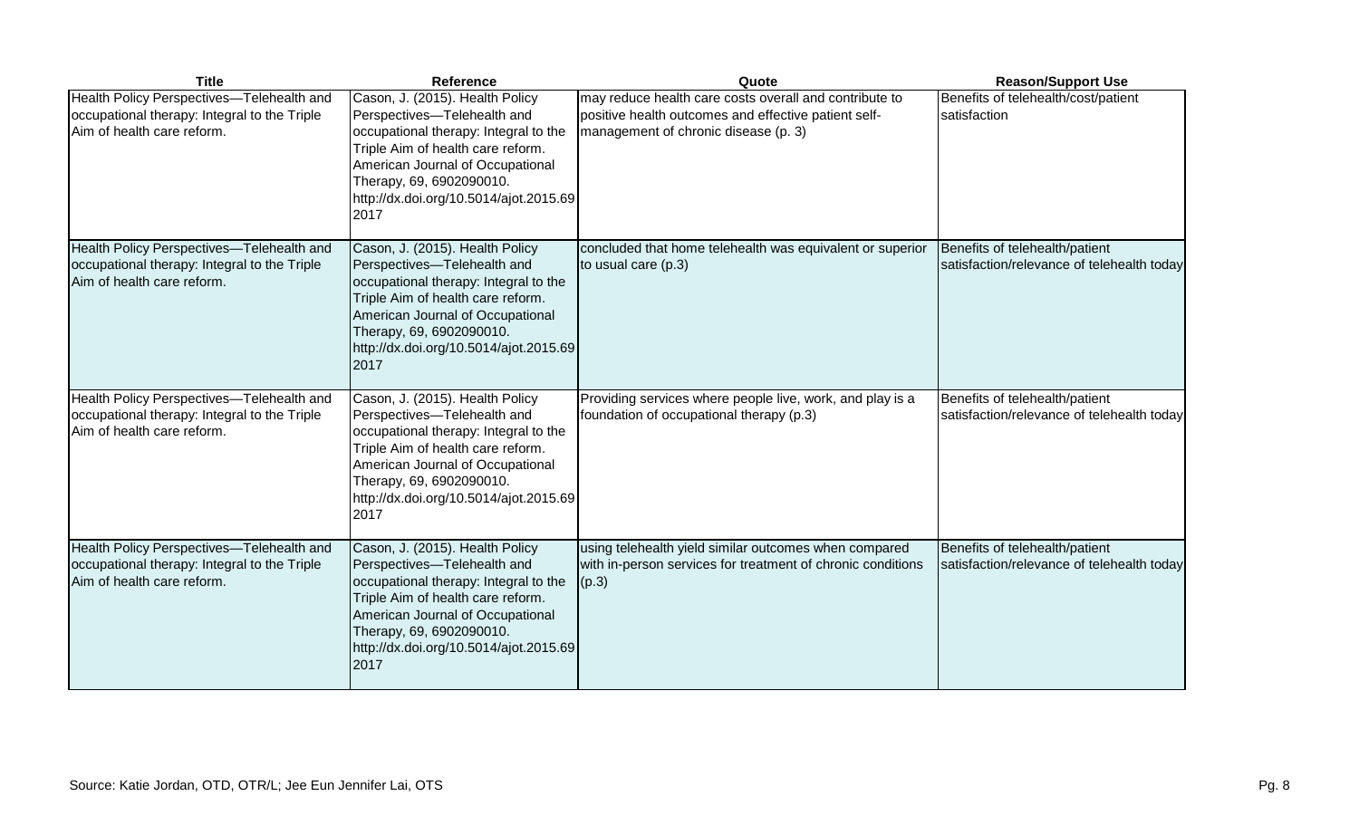| Title | Reference | Quote | Reason/Support Use |
|---|---|---|---|
| Health Policy Perspectives—Telehealth and occupational therapy: Integral to the Triple Aim of health care reform. | Cason, J. (2015). Health Policy Perspectives—Telehealth and occupational therapy: Integral to the Triple Aim of health care reform. American Journal of Occupational Therapy, 69, 6902090010. http://dx.doi.org/10.5014/ajot.2015.69 2017 | may reduce health care costs overall and contribute to positive health outcomes and effective patient self-management of chronic disease (p. 3) | Benefits of telehealth/cost/patient satisfaction |
| Health Policy Perspectives—Telehealth and occupational therapy: Integral to the Triple Aim of health care reform. | Cason, J. (2015). Health Policy Perspectives—Telehealth and occupational therapy: Integral to the Triple Aim of health care reform. American Journal of Occupational Therapy, 69, 6902090010. http://dx.doi.org/10.5014/ajot.2015.69 2017 | concluded that home telehealth was equivalent or superior to usual care (p.3) | Benefits of telehealth/patient satisfaction/relevance of telehealth today |
| Health Policy Perspectives—Telehealth and occupational therapy: Integral to the Triple Aim of health care reform. | Cason, J. (2015). Health Policy Perspectives—Telehealth and occupational therapy: Integral to the Triple Aim of health care reform. American Journal of Occupational Therapy, 69, 6902090010. http://dx.doi.org/10.5014/ajot.2015.69 2017 | Providing services where people live, work, and play is a foundation of occupational therapy (p.3) | Benefits of telehealth/patient satisfaction/relevance of telehealth today |
| Health Policy Perspectives—Telehealth and occupational therapy: Integral to the Triple Aim of health care reform. | Cason, J. (2015). Health Policy Perspectives—Telehealth and occupational therapy: Integral to the Triple Aim of health care reform. American Journal of Occupational Therapy, 69, 6902090010. http://dx.doi.org/10.5014/ajot.2015.69 2017 | using telehealth yield similar outcomes when compared with in-person services for treatment of chronic conditions (p.3) | Benefits of telehealth/patient satisfaction/relevance of telehealth today |

Source: Katie Jordan, OTD, OTR/L; Jee Eun Jennifer Lai, OTS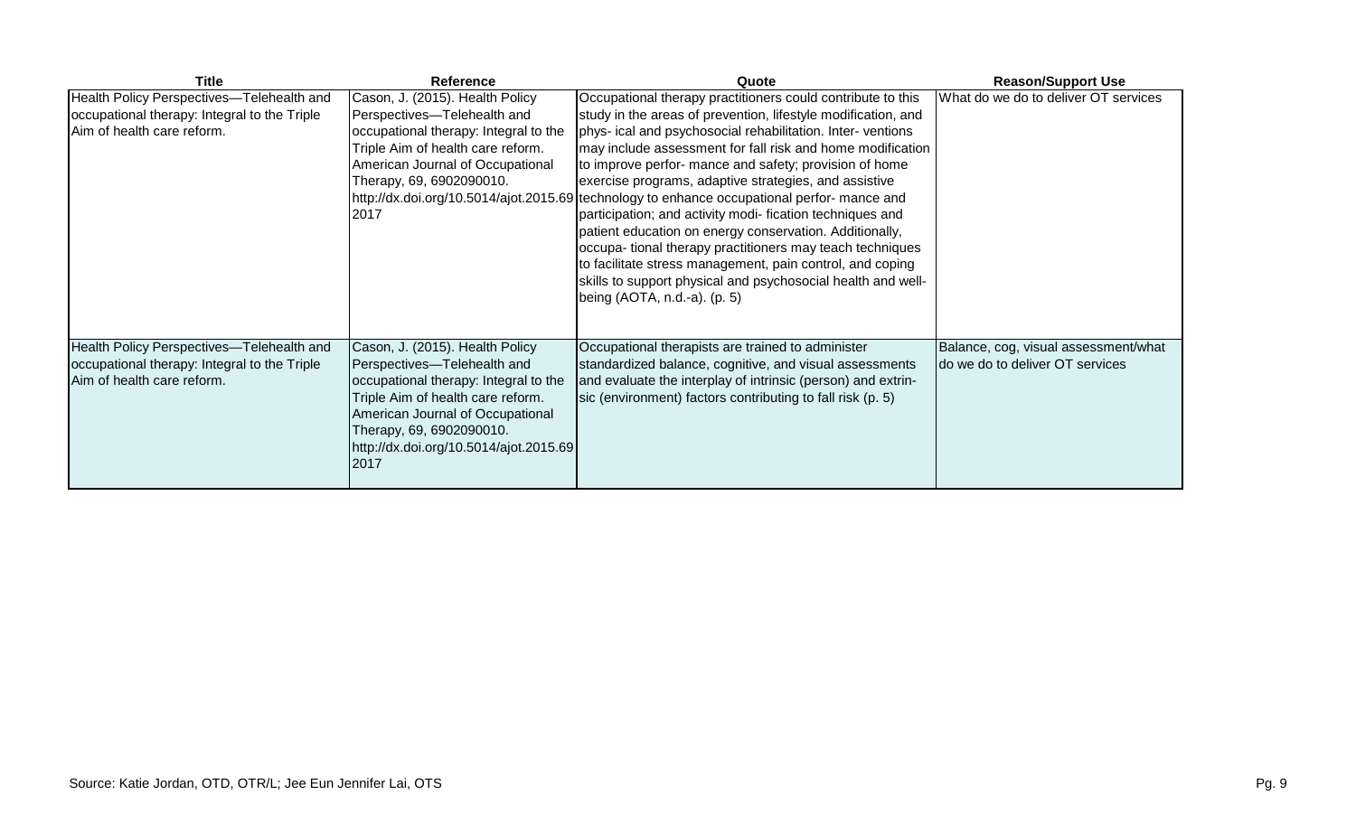| Title | Reference | Quote | Reason/Support Use |
|---|---|---|---|
| Health Policy Perspectives—Telehealth and occupational therapy: Integral to the Triple Aim of health care reform. | Cason, J. (2015). Health Policy Perspectives—Telehealth and occupational therapy: Integral to the Triple Aim of health care reform. American Journal of Occupational Therapy, 69, 6902090010. http://dx.doi.org/10.5014/ajot.2015.69 2017 | Occupational therapy practitioners could contribute to this study in the areas of prevention, lifestyle modification, and phys- ical and psychosocial rehabilitation. Inter- ventions may include assessment for fall risk and home modification to improve perfor- mance and safety; provision of home exercise programs, adaptive strategies, and assistive technology to enhance occupational perfor- mance and participation; and activity modi- fication techniques and patient education on energy conservation. Additionally, occupa- tional therapy practitioners may teach techniques to facilitate stress management, pain control, and coping skills to support physical and psychosocial health and well-being (AOTA, n.d.-a). (p. 5) | What do we do to deliver OT services |
| Health Policy Perspectives—Telehealth and occupational therapy: Integral to the Triple Aim of health care reform. | Cason, J. (2015). Health Policy Perspectives—Telehealth and occupational therapy: Integral to the Triple Aim of health care reform. American Journal of Occupational Therapy, 69, 6902090010. http://dx.doi.org/10.5014/ajot.2015.69 2017 | Occupational therapists are trained to administer standardized balance, cognitive, and visual assessments and evaluate the interplay of intrinsic (person) and extrin- sic (environment) factors contributing to fall risk (p. 5) | Balance, cog, visual assessment/what do we do to deliver OT services |

Source: Katie Jordan, OTD, OTR/L; Jee Eun Jennifer Lai, OTS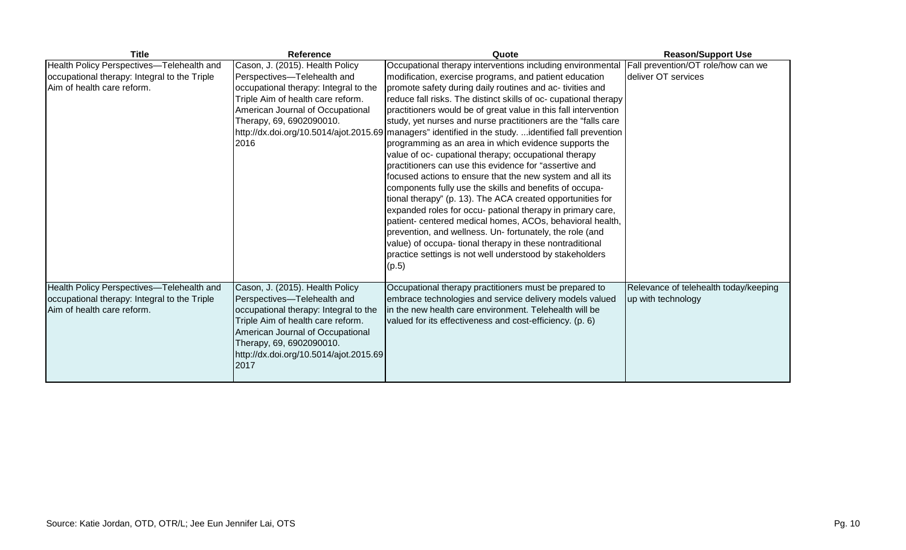| Title | Reference | Quote | Reason/Support Use |
|---|---|---|---|
| Health Policy Perspectives—Telehealth and occupational therapy: Integral to the Triple Aim of health care reform. | Cason, J. (2015). Health Policy Perspectives—Telehealth and occupational therapy: Integral to the Triple Aim of health care reform. American Journal of Occupational Therapy, 69, 6902090010. http://dx.doi.org/10.5014/ajot.2015.69 2016 | Occupational therapy interventions including environmental modification, exercise programs, and patient education promote safety during daily routines and ac- tivities and reduce fall risks. The distinct skills of oc- cupational therapy practitioners would be of great value in this fall intervention study, yet nurses and nurse practitioners are the "falls care managers" identified in the study. ...identified fall prevention programming as an area in which evidence supports the value of oc- cupational therapy; occupational therapy practitioners can use this evidence for "assertive and focused actions to ensure that the new system and all its components fully use the skills and benefits of occupa- tional therapy" (p. 13). The ACA created opportunities for expanded roles for occu- pational therapy in primary care, patient- centered medical homes, ACOs, behavioral health, prevention, and wellness. Un- fortunately, the role (and value) of occupa- tional therapy in these nontraditional practice settings is not well understood by stakeholders (p.5) | Fall prevention/OT role/how can we deliver OT services |
| Health Policy Perspectives—Telehealth and occupational therapy: Integral to the Triple Aim of health care reform. | Cason, J. (2015). Health Policy Perspectives—Telehealth and occupational therapy: Integral to the Triple Aim of health care reform. American Journal of Occupational Therapy, 69, 6902090010. http://dx.doi.org/10.5014/ajot.2015.69 2017 | Occupational therapy practitioners must be prepared to embrace technologies and service delivery models valued in the new health care environment. Telehealth will be valued for its effectiveness and cost-efficiency. (p. 6) | Relevance of telehealth today/keeping up with technology |

Source: Katie Jordan, OTD, OTR/L; Jee Eun Jennifer Lai, OTS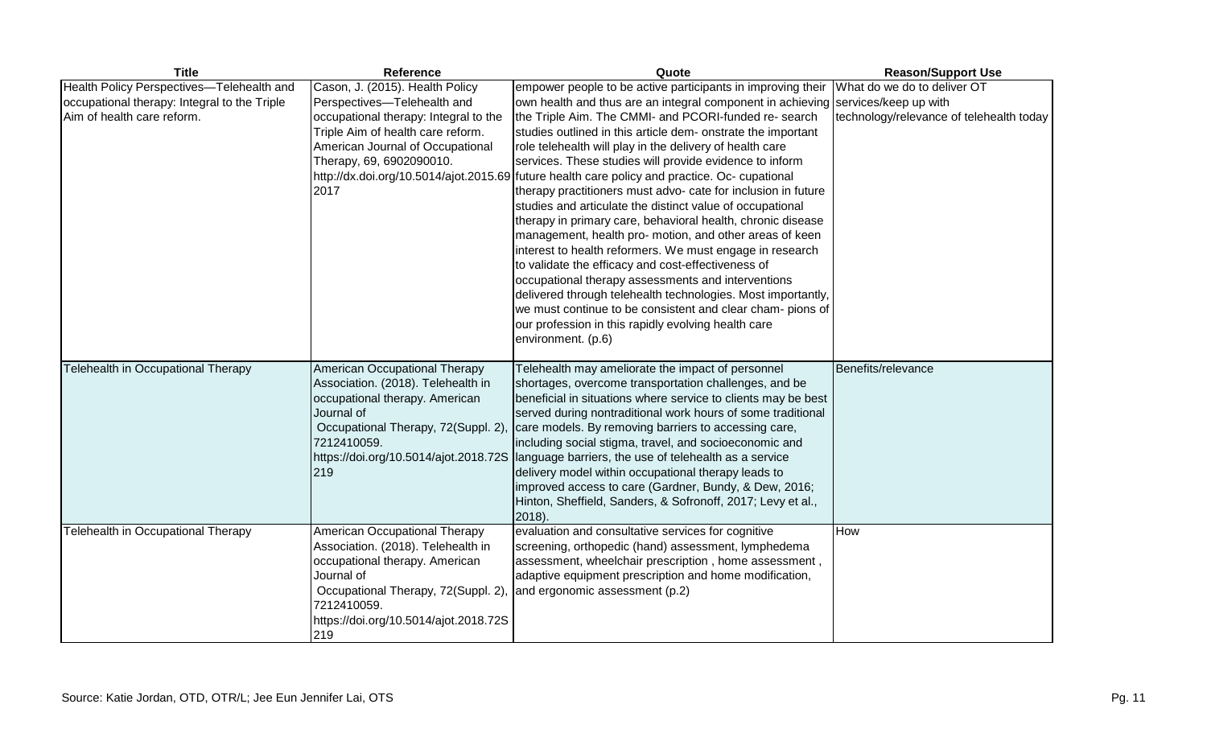| Title | Reference | Quote | Reason/Support Use |
| --- | --- | --- | --- |
| Health Policy Perspectives—Telehealth and occupational therapy: Integral to the Triple Aim of health care reform. | Cason, J. (2015). Health Policy Perspectives—Telehealth and occupational therapy: Integral to the Triple Aim of health care reform. American Journal of Occupational Therapy, 69, 6902090010. http://dx.doi.org/10.5014/ajot.2015.692017 | empower people to be active participants in improving their own health and thus are an integral component in achieving the Triple Aim. The CMMI- and PCORI-funded re- search studies outlined in this article dem- onstrate the important role telehealth will play in the delivery of health care services. These studies will provide evidence to inform future health care policy and practice. Oc- cupational therapy practitioners must advo- cate for inclusion in future studies and articulate the distinct value of occupational therapy in primary care, behavioral health, chronic disease management, health pro- motion, and other areas of keen interest to health reformers. We must engage in research to validate the efficacy and cost-effectiveness of occupational therapy assessments and interventions delivered through telehealth technologies. Most importantly, we must continue to be consistent and clear cham- pions of our profession in this rapidly evolving health care environment. (p.6) | What do we do to deliver OT services/keep up with technology/relevance of telehealth today |
| Telehealth in Occupational Therapy | American Occupational Therapy Association. (2018). Telehealth in occupational therapy. American Journal of Occupational Therapy, 72(Suppl. 2), 7212410059. https://doi.org/10.5014/ajot.2018.72S219 | Telehealth may ameliorate the impact of personnel shortages, overcome transportation challenges, and be beneficial in situations where service to clients may be best served during nontraditional work hours of some traditional care models. By removing barriers to accessing care, including social stigma, travel, and socioeconomic and language barriers, the use of telehealth as a service delivery model within occupational therapy leads to improved access to care (Gardner, Bundy, & Dew, 2016; Hinton, Sheffield, Sanders, & Sofronoff, 2017; Levy et al., 2018). | Benefits/relevance |
| Telehealth in Occupational Therapy | American Occupational Therapy Association. (2018). Telehealth in occupational therapy. American Journal of Occupational Therapy, 72(Suppl. 2), 7212410059. https://doi.org/10.5014/ajot.2018.72S219 | evaluation and consultative services for cognitive screening, orthopedic (hand) assessment, lymphedema assessment, wheelchair prescription , home assessment , adaptive equipment prescription and home modification, and ergonomic assessment (p.2) | How |

Source: Katie Jordan, OTD, OTR/L; Jee Eun Jennifer Lai, OTS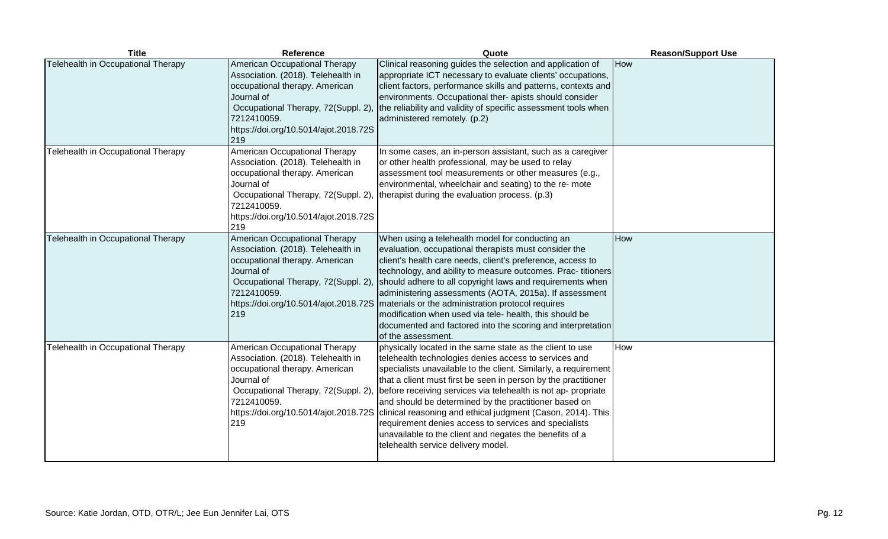| Title | Reference | Quote | Reason/Support Use |
| --- | --- | --- | --- |
| Telehealth in Occupational Therapy | American Occupational Therapy Association. (2018). Telehealth in occupational therapy. American Journal of Occupational Therapy, 72(Suppl. 2), 7212410059. https://doi.org/10.5014/ajot.2018.72S219 | Clinical reasoning guides the selection and application of appropriate ICT necessary to evaluate clients' occupations, client factors, performance skills and patterns, contexts and environments. Occupational ther- apists should consider the reliability and validity of specific assessment tools when administered remotely. (p.2) | How |
| Telehealth in Occupational Therapy | American Occupational Therapy Association. (2018). Telehealth in occupational therapy. American Journal of Occupational Therapy, 72(Suppl. 2), 7212410059. https://doi.org/10.5014/ajot.2018.72S219 | In some cases, an in-person assistant, such as a caregiver or other health professional, may be used to relay assessment tool measurements or other measures (e.g., environmental, wheelchair and seating) to the re- mote therapist during the evaluation process. (p.3) | |
| Telehealth in Occupational Therapy | American Occupational Therapy Association. (2018). Telehealth in occupational therapy. American Journal of Occupational Therapy, 72(Suppl. 2), 7212410059. https://doi.org/10.5014/ajot.2018.72S219 | When using a telehealth model for conducting an evaluation, occupational therapists must consider the client's health care needs, client's preference, access to technology, and ability to measure outcomes. Prac- titioners should adhere to all copyright laws and requirements when administering assessments (AOTA, 2015a). If assessment materials or the administration protocol requires modification when used via tele- health, this should be documented and factored into the scoring and interpretation of the assessment. | How |
| Telehealth in Occupational Therapy | American Occupational Therapy Association. (2018). Telehealth in occupational therapy. American Journal of Occupational Therapy, 72(Suppl. 2), 7212410059. https://doi.org/10.5014/ajot.2018.72S219 | physically located in the same state as the client to use telehealth technologies denies access to services and specialists unavailable to the client. Similarly, a requirement that a client must first be seen in person by the practitioner before receiving services via telehealth is not ap- propriate and should be determined by the practitioner based on clinical reasoning and ethical judgment (Cason, 2014). This requirement denies access to services and specialists unavailable to the client and negates the benefits of a telehealth service delivery model. | How |

Source: Katie Jordan, OTD, OTR/L; Jee Eun Jennifer Lai, OTS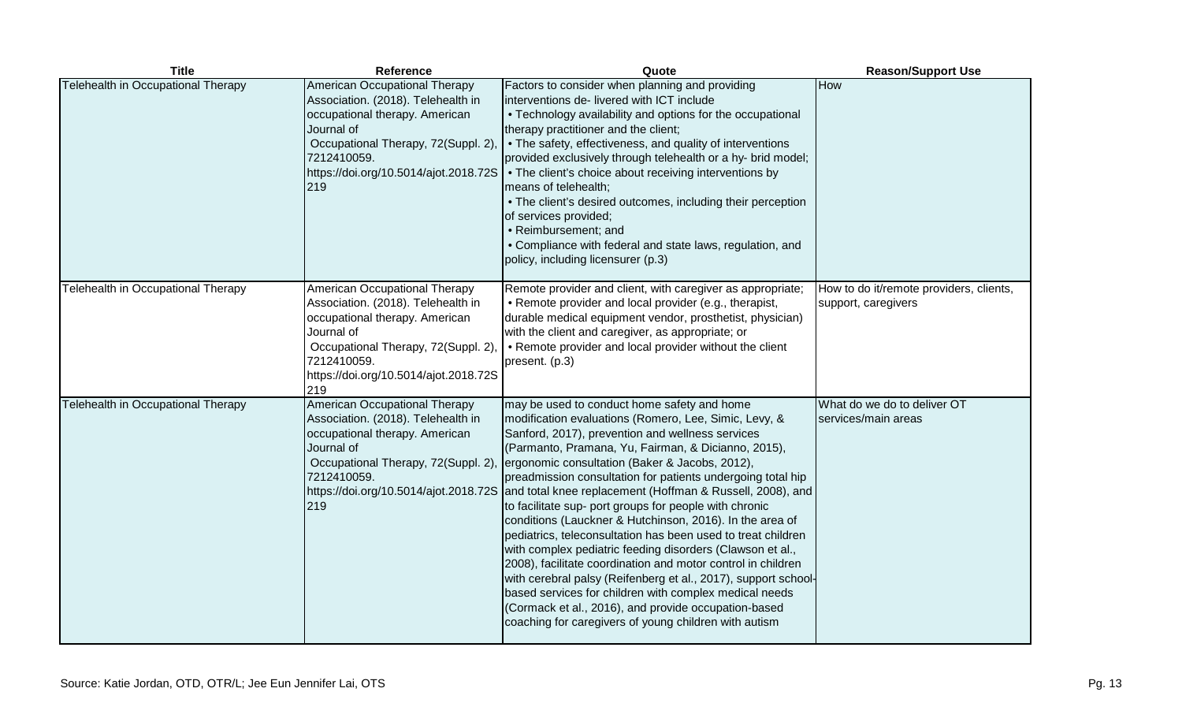| Title | Reference | Quote | Reason/Support Use |
|---|---|---|---|
| Telehealth in Occupational Therapy | American Occupational Therapy Association. (2018). Telehealth in occupational therapy. American Journal of Occupational Therapy, 72(Suppl. 2), 7212410059. https://doi.org/10.5014/ajot.2018.72S219 | Factors to consider when planning and providing interventions de- livered with ICT include<br>• Technology availability and options for the occupational therapy practitioner and the client;<br>• The safety, effectiveness, and quality of interventions provided exclusively through telehealth or a hy- brid model;<br>• The client's choice about receiving interventions by means of telehealth;<br>• The client's desired outcomes, including their perception of services provided;<br>• Reimbursement; and<br>• Compliance with federal and state laws, regulation, and policy, including licensurer (p.3) | How |
| Telehealth in Occupational Therapy | American Occupational Therapy Association. (2018). Telehealth in occupational therapy. American Journal of Occupational Therapy, 72(Suppl. 2), 7212410059. https://doi.org/10.5014/ajot.2018.72S219 | Remote provider and client, with caregiver as appropriate;<br>• Remote provider and local provider (e.g., therapist, durable medical equipment vendor, prosthetist, physician) with the client and caregiver, as appropriate; or<br>• Remote provider and local provider without the client present. (p.3) | How to do it/remote providers, clients, support, caregivers |
| Telehealth in Occupational Therapy | American Occupational Therapy Association. (2018). Telehealth in occupational therapy. American Journal of Occupational Therapy, 72(Suppl. 2), 7212410059. https://doi.org/10.5014/ajot.2018.72S219 | may be used to conduct home safety and home modification evaluations (Romero, Lee, Simic, Levy, & Sanford, 2017), prevention and wellness services (Parmanto, Pramana, Yu, Fairman, & Dicianno, 2015), ergonomic consultation (Baker & Jacobs, 2012), preadmission consultation for patients undergoing total hip and total knee replacement (Hoffman & Russell, 2008), and to facilitate sup- port groups for people with chronic conditions (Lauckner & Hutchinson, 2016). In the area of pediatrics, teleconsultation has been used to treat children with complex pediatric feeding disorders (Clawson et al., 2008), facilitate coordination and motor control in children with cerebral palsy (Reifenberg et al., 2017), support school-based services for children with complex medical needs (Cormack et al., 2016), and provide occupation-based coaching for caregivers of young children with autism | What do we do to deliver OT services/main areas |

Source: Katie Jordan, OTD, OTR/L; Jee Eun Jennifer Lai, OTS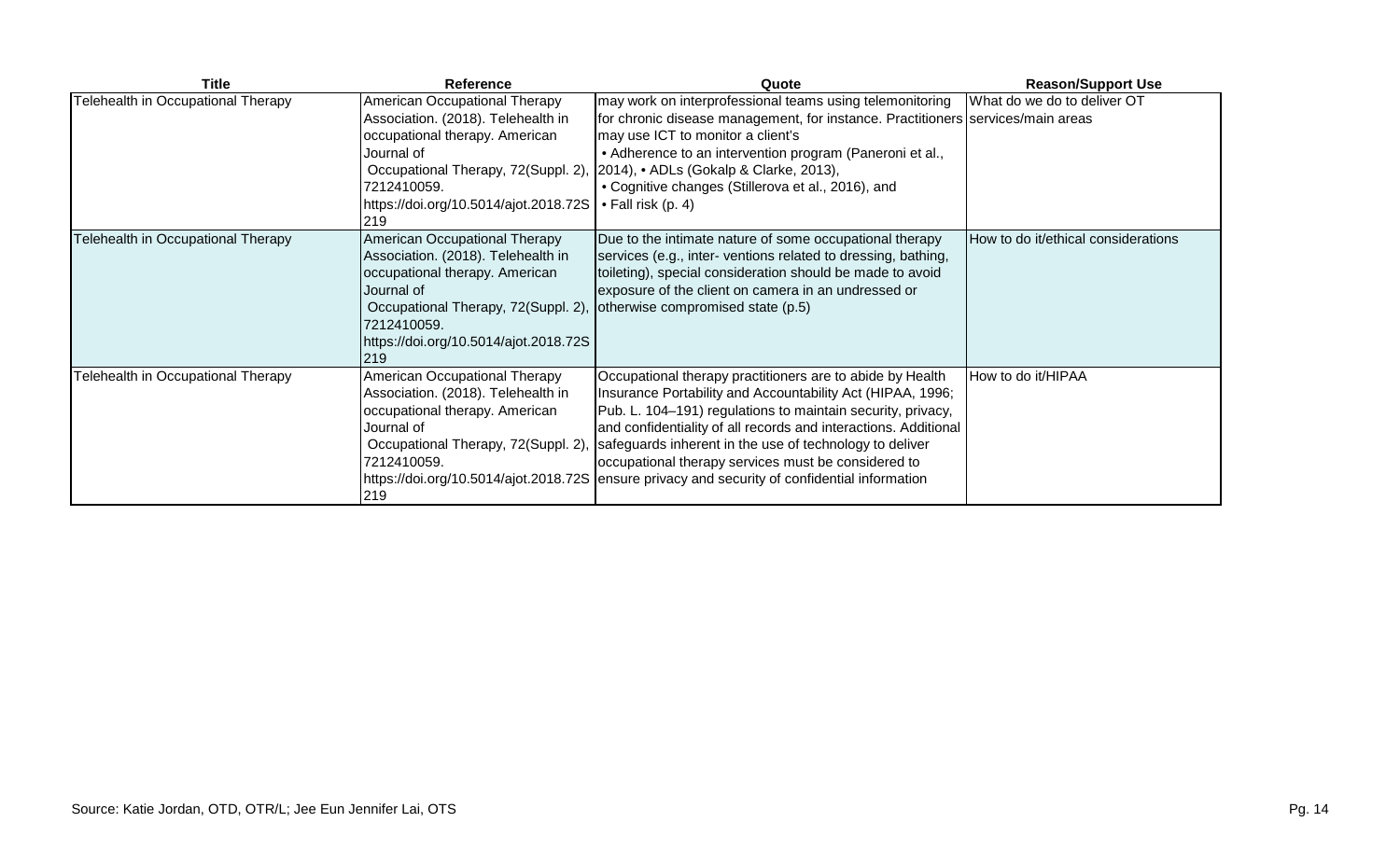| Title | Reference | Quote | Reason/Support Use |
| --- | --- | --- | --- |
| Telehealth in Occupational Therapy | American Occupational Therapy Association. (2018). Telehealth in occupational therapy. American Journal of Occupational Therapy, 72(Suppl. 2), 7212410059. https://doi.org/10.5014/ajot.2018.72S219 | may work on interprofessional teams using telemonitoring for chronic disease management, for instance. Practitioners may use ICT to monitor a client's • Adherence to an intervention program (Paneroni et al., 2014), • ADLs (Gokalp & Clarke, 2013), • Cognitive changes (Stillerova et al., 2016), and • Fall risk (p. 4) | What do we do to deliver OT services/main areas |
| Telehealth in Occupational Therapy | American Occupational Therapy Association. (2018). Telehealth in occupational therapy. American Journal of Occupational Therapy, 72(Suppl. 2), 7212410059. https://doi.org/10.5014/ajot.2018.72S219 | Due to the intimate nature of some occupational therapy services (e.g., inter- ventions related to dressing, bathing, toileting), special consideration should be made to avoid exposure of the client on camera in an undressed or otherwise compromised state (p.5) | How to do it/ethical considerations |
| Telehealth in Occupational Therapy | American Occupational Therapy Association. (2018). Telehealth in occupational therapy. American Journal of Occupational Therapy, 72(Suppl. 2), 7212410059. https://doi.org/10.5014/ajot.2018.72S219 | Occupational therapy practitioners are to abide by Health Insurance Portability and Accountability Act (HIPAA, 1996; Pub. L. 104–191) regulations to maintain security, privacy, and confidentiality of all records and interactions. Additional safeguards inherent in the use of technology to deliver occupational therapy services must be considered to ensure privacy and security of confidential information | How to do it/HIPAA |

Source: Katie Jordan, OTD, OTR/L; Jee Eun Jennifer Lai, OTS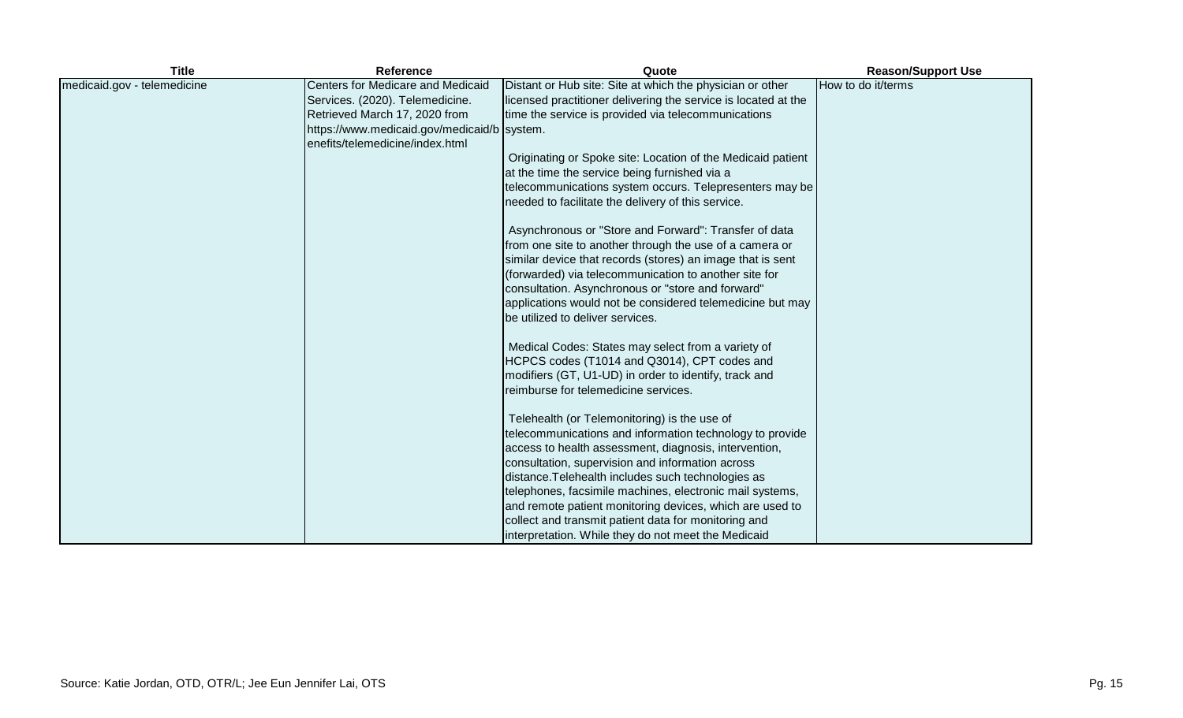| Title | Reference | Quote | Reason/Support Use |
|---|---|---|---|
| medicaid.gov - telemedicine | Centers for Medicare and Medicaid Services. (2020). Telemedicine. Retrieved March 17, 2020 from https://www.medicaid.gov/medicaid/benefits/telemedicine/index.html | Distant or Hub site: Site at which the physician or other licensed practitioner delivering the service is located at the time the service is provided via telecommunications system.<br><br>Originating or Spoke site: Location of the Medicaid patient at the time the service being furnished via a telecommunications system occurs. Telepresenters may be needed to facilitate the delivery of this service.<br><br>Asynchronous or "Store and Forward": Transfer of data from one site to another through the use of a camera or similar device that records (stores) an image that is sent (forwarded) via telecommunication to another site for consultation. Asynchronous or "store and forward" applications would not be considered telemedicine but may be utilized to deliver services.<br><br>Medical Codes: States may select from a variety of HCPCS codes (T1014 and Q3014), CPT codes and modifiers (GT, U1-UD) in order to identify, track and reimburse for telemedicine services.<br><br>Telehealth (or Telemonitoring) is the use of telecommunications and information technology to provide access to health assessment, diagnosis, intervention, consultation, supervision and information across distance.Telehealth includes such technologies as telephones, facsimile machines, electronic mail systems, and remote patient monitoring devices, which are used to collect and transmit patient data for monitoring and interpretation. While they do not meet the Medicaid | How to do it/terms |

Source: Katie Jordan, OTD, OTR/L; Jee Eun Jennifer Lai, OTS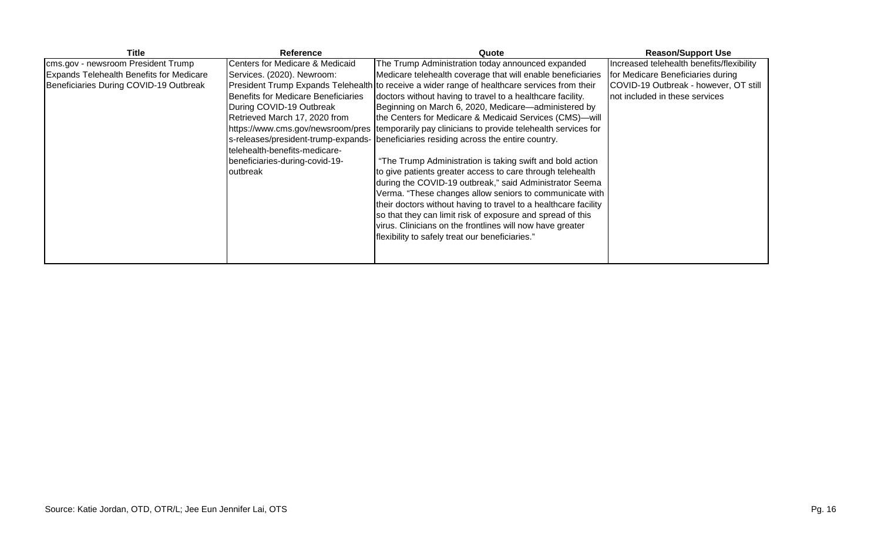| Title | Reference | Quote | Reason/Support Use |
| --- | --- | --- | --- |
| cms.gov - newsroom President Trump Expands Telehealth Benefits for Medicare Beneficiaries During COVID-19 Outbreak | Centers for Medicare & Medicaid Services. (2020). Newroom: President Trump Expands Telehealth Benefits for Medicare Beneficiaries During COVID-19 Outbreak Retrieved March 17, 2020 from https://www.cms.gov/newsroom/press-releases/president-trump-expands-telehealth-benefits-medicare-beneficiaries-during-covid-19-outbreak | The Trump Administration today announced expanded Medicare telehealth coverage that will enable beneficiaries to receive a wider range of healthcare services from their doctors without having to travel to a healthcare facility. Beginning on March 6, 2020, Medicare—administered by the Centers for Medicare & Medicaid Services (CMS)—will temporarily pay clinicians to provide telehealth services for beneficiaries residing across the entire country.<br><br>"The Trump Administration is taking swift and bold action to give patients greater access to care through telehealth during the COVID-19 outbreak," said Administrator Seema Verma. "These changes allow seniors to communicate with their doctors without having to travel to a healthcare facility so that they can limit risk of exposure and spread of this virus. Clinicians on the frontlines will now have greater flexibility to safely treat our beneficiaries." | Increased telehealth benefits/flexibility for Medicare Beneficiaries during COVID-19 Outbreak - however, OT still not included in these services |

Source: Katie Jordan, OTD, OTR/L; Jee Eun Jennifer Lai, OTS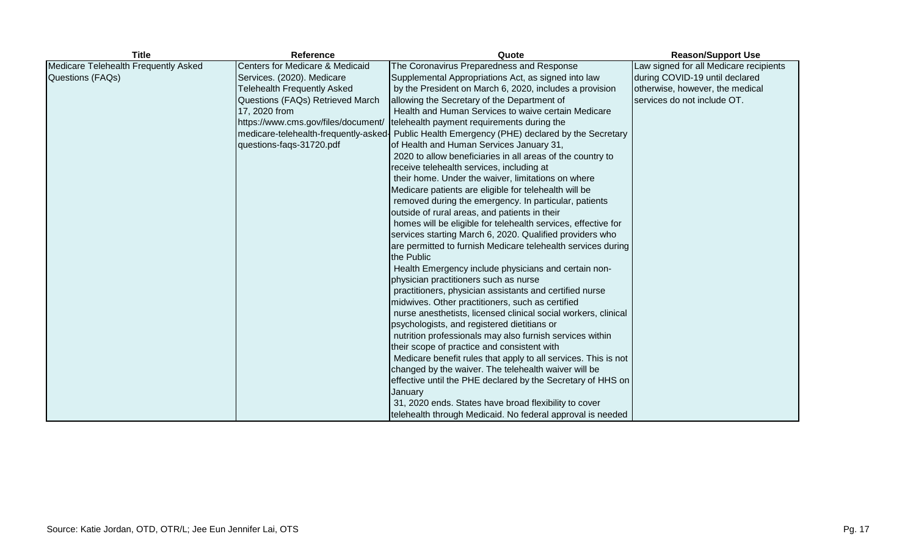| Title | Reference | Quote | Reason/Support Use |
| --- | --- | --- | --- |
| Medicare Telehealth Frequently Asked Questions (FAQs) | Centers for Medicare & Medicaid Services. (2020). Medicare Telehealth Frequently Asked Questions (FAQs) Retrieved March 17, 2020 from https://www.cms.gov/files/document/medicare-telehealth-frequently-asked-questions-faqs-31720.pdf | The Coronavirus Preparedness and Response Supplemental Appropriations Act, as signed into law by the President on March 6, 2020, includes a provision allowing the Secretary of the Department of Health and Human Services to waive certain Medicare telehealth payment requirements during the Public Health Emergency (PHE) declared by the Secretary of Health and Human Services January 31, 2020 to allow beneficiaries in all areas of the country to receive telehealth services, including at their home. Under the waiver, limitations on where Medicare patients are eligible for telehealth will be removed during the emergency. In particular, patients outside of rural areas, and patients in their homes will be eligible for telehealth services, effective for services starting March 6, 2020. Qualified providers who are permitted to furnish Medicare telehealth services during the Public Health Emergency include physicians and certain non-physician practitioners such as nurse practitioners, physician assistants and certified nurse midwives. Other practitioners, such as certified nurse anesthetists, licensed clinical social workers, clinical psychologists, and registered dietitians or nutrition professionals may also furnish services within their scope of practice and consistent with Medicare benefit rules that apply to all services. This is not changed by the waiver. The telehealth waiver will be effective until the PHE declared by the Secretary of HHS on January 31, 2020 ends. States have broad flexibility to cover telehealth through Medicaid. No federal approval is needed | Law signed for all Medicare recipients during COVID-19 until declared otherwise, however, the medical services do not include OT. |

Source: Katie Jordan, OTD, OTR/L; Jee Eun Jennifer Lai, OTS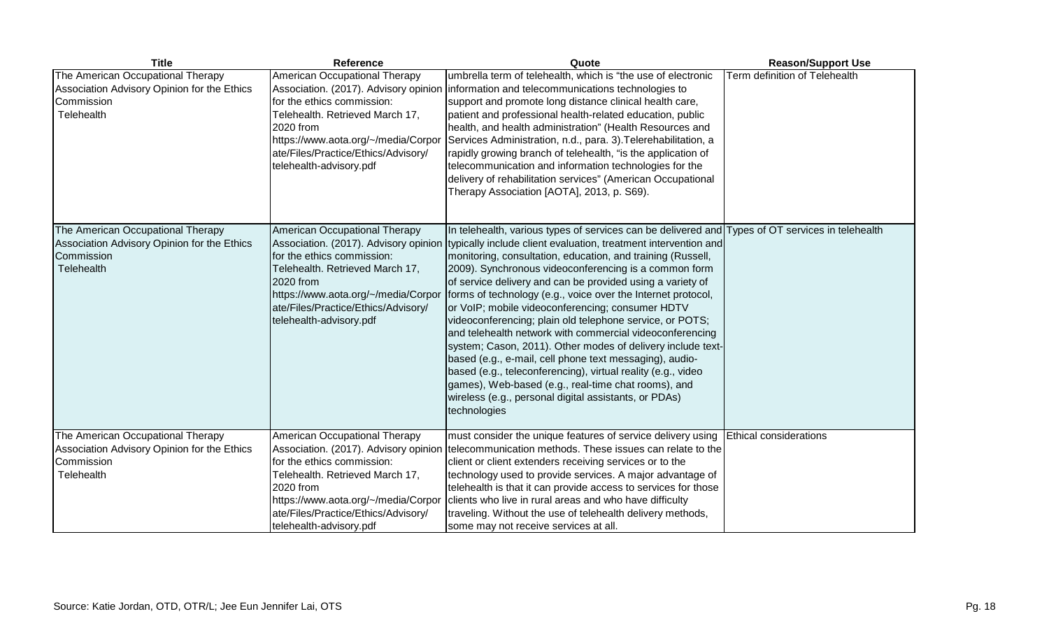| Title | Reference | Quote | Reason/Support Use |
|---|---|---|---|
| The American Occupational Therapy Association Advisory Opinion for the Ethics Commission Telehealth | American Occupational Therapy Association. (2017). Advisory opinion for the ethics commission: Telehealth. Retrieved March 17, 2020 from https://www.aota.org/~/media/Corporate/Files/Practice/Ethics/Advisory/telehealth-advisory.pdf | umbrella term of telehealth, which is "the use of electronic information and telecommunications technologies to support and promote long distance clinical health care, patient and professional health-related education, public health, and health administration" (Health Resources and Services Administration, n.d., para. 3).Telerehabilitation, a rapidly growing branch of telehealth, "is the application of telecommunication and information technologies for the delivery of rehabilitation services" (American Occupational Therapy Association [AOTA], 2013, p. S69). | Term definition of Telehealth |
| The American Occupational Therapy Association Advisory Opinion for the Ethics Commission Telehealth | American Occupational Therapy Association. (2017). Advisory opinion for the ethics commission: Telehealth. Retrieved March 17, 2020 from https://www.aota.org/~/media/Corporate/Files/Practice/Ethics/Advisory/telehealth-advisory.pdf | In telehealth, various types of services can be delivered and typically include client evaluation, treatment intervention and monitoring, consultation, education, and training (Russell, 2009). Synchronous videoconferencing is a common form of service delivery and can be provided using a variety of forms of technology (e.g., voice over the Internet protocol, or VoIP; mobile videoconferencing; consumer HDTV videoconferencing; plain old telephone service, or POTS; and telehealth network with commercial videoconferencing system; Cason, 2011). Other modes of delivery include text-based (e.g., e-mail, cell phone text messaging), audio-based (e.g., teleconferencing), virtual reality (e.g., video games), Web-based (e.g., real-time chat rooms), and wireless (e.g., personal digital assistants, or PDAs) technologies | Types of OT services in telehealth |
| The American Occupational Therapy Association Advisory Opinion for the Ethics Commission Telehealth | American Occupational Therapy Association. (2017). Advisory opinion for the ethics commission: Telehealth. Retrieved March 17, 2020 from https://www.aota.org/~/media/Corporate/Files/Practice/Ethics/Advisory/telehealth-advisory.pdf | must consider the unique features of service delivery using telecommunication methods. These issues can relate to the client or client extenders receiving services or to the technology used to provide services. A major advantage of telehealth is that it can provide access to services for those clients who live in rural areas and who have difficulty traveling. Without the use of telehealth delivery methods, some may not receive services at all. | Ethical considerations |

Source: Katie Jordan, OTD, OTR/L; Jee Eun Jennifer Lai, OTS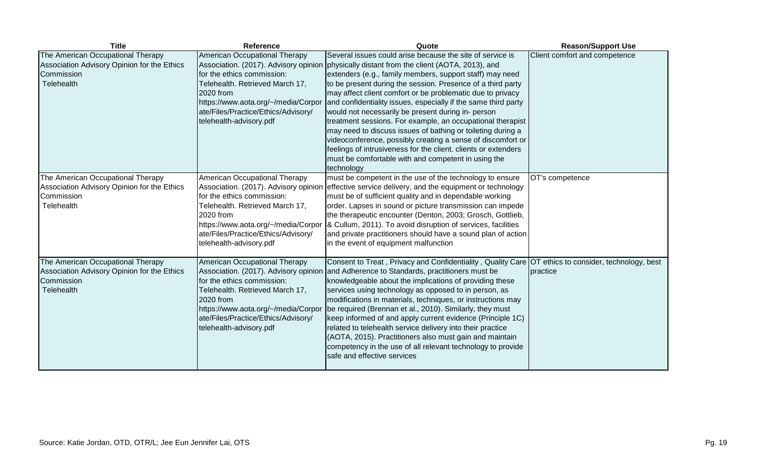| Title | Reference | Quote | Reason/Support Use |
|---|---|---|---|
| The American Occupational Therapy Association Advisory Opinion for the Ethics Commission Telehealth | American Occupational Therapy Association. (2017). Advisory opinion for the ethics commission: Telehealth. Retrieved March 17, 2020 from https://www.aota.org/~/media/Corporate/Files/Practice/Ethics/Advisory/telehealth-advisory.pdf | Several issues could arise because the site of service is physically distant from the client (AOTA, 2013), and extenders (e.g., family members, support staff) may need to be present during the session. Presence of a third party may affect client comfort or be problematic due to privacy and confidentiality issues, especially if the same third party would not necessarily be present during in- person treatment sessions. For example, an occupational therapist may need to discuss issues of bathing or toileting during a videoconference, possibly creating a sense of discomfort or feelings of intrusiveness for the client. clients or extenders must be comfortable with and competent in using the technology | Client comfort and competence |
| The American Occupational Therapy Association Advisory Opinion for the Ethics Commission Telehealth | American Occupational Therapy Association. (2017). Advisory opinion for the ethics commission: Telehealth. Retrieved March 17, 2020 from https://www.aota.org/~/media/Corporate/Files/Practice/Ethics/Advisory/telehealth-advisory.pdf | must be competent in the use of the technology to ensure effective service delivery, and the equipment or technology must be of sufficient quality and in dependable working order. Lapses in sound or picture transmission can impede the therapeutic encounter (Denton, 2003; Grosch, Gottlieb, & Cullum, 2011). To avoid disruption of services, facilities and private practitioners should have a sound plan of action in the event of equipment malfunction | OT's competence |
| The American Occupational Therapy Association Advisory Opinion for the Ethics Commission Telehealth | American Occupational Therapy Association. (2017). Advisory opinion for the ethics commission: Telehealth. Retrieved March 17, 2020 from https://www.aota.org/~/media/Corporate/Files/Practice/Ethics/Advisory/telehealth-advisory.pdf | Consent to Treat , Privacy and Confidentiality , Quality Care and Adherence to Standards, practitioners must be knowledgeable about the implications of providing these services using technology as opposed to in person, as modifications in materials, techniques, or instructions may be required (Brennan et al., 2010). Similarly, they must keep informed of and apply current evidence (Principle 1C) related to telehealth service delivery into their practice (AOTA, 2015). Practitioners also must gain and maintain competency in the use of all relevant technology to provide safe and effective services | OT ethics to consider, technology, best practice |

Source: Katie Jordan, OTD, OTR/L; Jee Eun Jennifer Lai, OTS